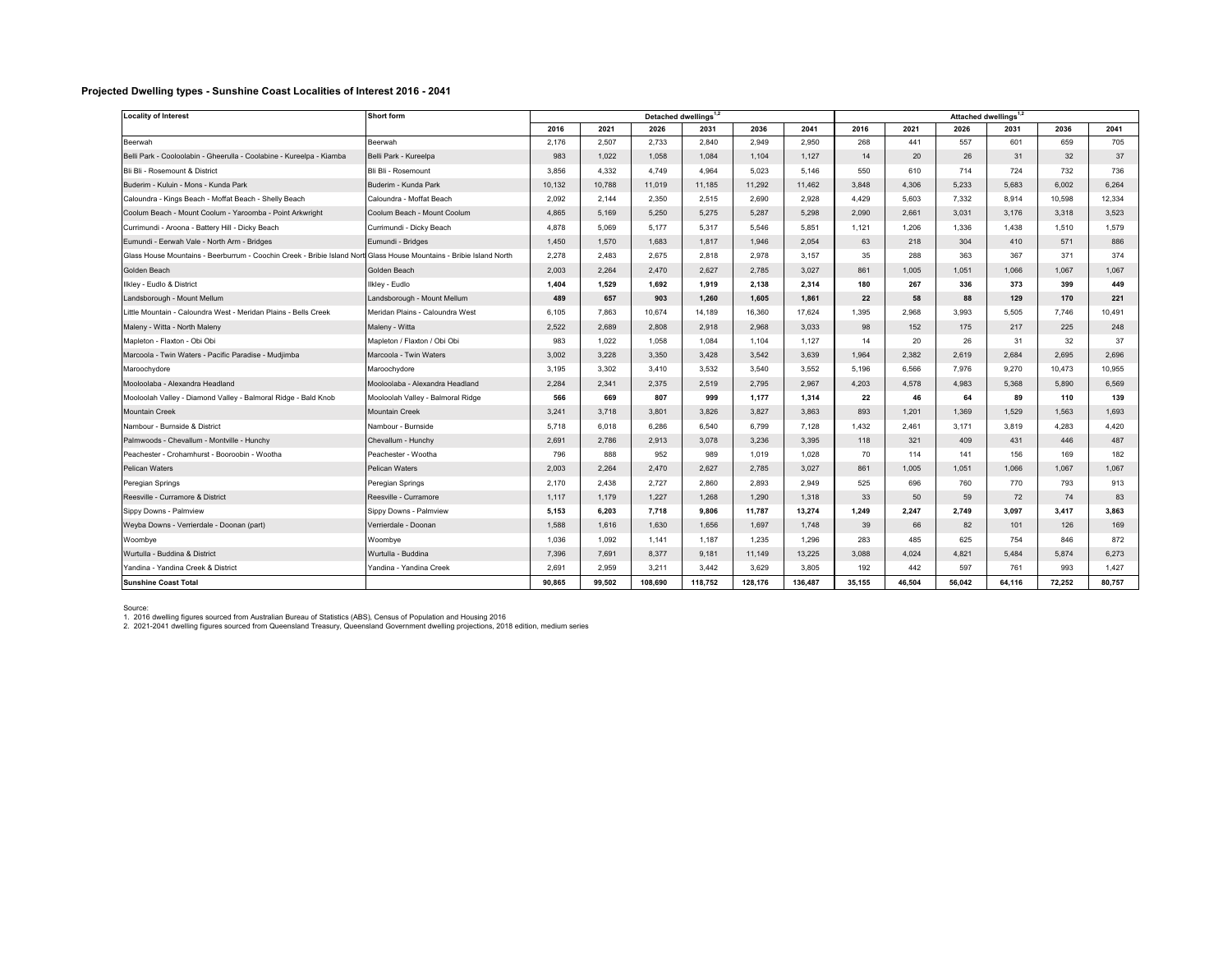### Projected Dwelling types - Sunshine Coast Localities of Interest 2016 - 2041

| Locality of Interest | Short form | Detached dwellings[1,2] | | | | | | Attached dwellings[1,2] | | | | | |
|---|---|---|---|---|---|---|---|---|---|---|---|---|---|
| | | 2016 | 2021 | 2026 | 2031 | 2036 | 2041 | 2016 | 2021 | 2026 | 2031 | 2036 | 2041 |
| Beerwah | Beerwah | 2,176 | 2,507 | 2,733 | 2,840 | 2,949 | 2,950 | 268 | 441 | 557 | 601 | 659 | 705 |
| Belli Park - Cooloolabin - Gheerulla - Coolabine - Kureelpa - Kiamba | Belli Park - Kureelpa | 983 | 1,022 | 1,058 | 1,084 | 1,104 | 1,127 | 14 | 20 | 26 | 31 | 32 | 37 |
| Bli Bli - Rosemount & District | Bli Bli - Rosemount | 3,856 | 4,332 | 4,749 | 4,964 | 5,023 | 5,146 | 550 | 610 | 714 | 724 | 732 | 736 |
| Buderim - Kuluin - Mons - Kunda Park | Buderim - Kunda Park | 10,132 | 10,788 | 11,019 | 11,185 | 11,292 | 11,462 | 3,848 | 4,306 | 5,233 | 5,683 | 6,002 | 6,264 |
| Caloundra - Kings Beach - Moffat Beach - Shelly Beach | Caloundra - Moffat Beach | 2,092 | 2,144 | 2,350 | 2,515 | 2,690 | 2,928 | 4,429 | 5,603 | 7,332 | 8,914 | 10,598 | 12,334 |
| Coolum Beach - Mount Coolum - Yaroomba - Point Arkwright | Coolum Beach - Mount Coolum | 4,865 | 5,169 | 5,250 | 5,275 | 5,287 | 5,298 | 2,090 | 2,661 | 3,031 | 3,176 | 3,318 | 3,523 |
| Currimundi - Aroona - Battery Hill - Dicky Beach | Currimundi - Dicky Beach | 4,878 | 5,069 | 5,177 | 5,317 | 5,546 | 5,851 | 1,121 | 1,206 | 1,336 | 1,438 | 1,510 | 1,579 |
| Eumundi - Eerwah Vale - North Arm - Bridges | Eumundi - Bridges | 1,450 | 1,570 | 1,683 | 1,817 | 1,946 | 2,054 | 63 | 218 | 304 | 410 | 571 | 886 |
| Glass House Mountains - Beerburrum - Coochin Creek - Bribie Island Nort | Glass House Mountains - Bribie Island North | 2,278 | 2,483 | 2,675 | 2,818 | 2,978 | 3,157 | 35 | 288 | 363 | 367 | 371 | 374 |
| Golden Beach | Golden Beach | 2,003 | 2,264 | 2,470 | 2,627 | 2,785 | 3,027 | 861 | 1,005 | 1,051 | 1,066 | 1,067 | 1,067 |
| Ilkley - Eudlo & District | Ilkley - Eudlo | **1,404** | **1,529** | **1,692** | **1,919** | **2,138** | **2,314** | **180** | **267** | **336** | **373** | **399** | **449** |
| Landsborough - Mount Mellum | Landsborough - Mount Mellum | **489** | **657** | **903** | **1,260** | **1,605** | **1,861** | **22** | **58** | **88** | **129** | **170** | **221** |
| Little Mountain - Caloundra West - Meridan Plains - Bells Creek | Meridan Plains - Caloundra West | 6,105 | 7,863 | 10,674 | 14,189 | 16,360 | 17,624 | 1,395 | 2,968 | 3,993 | 5,505 | 7,746 | 10,491 |
| Maleny - Witta - North Maleny | Maleny - Witta | 2,522 | 2,689 | 2,808 | 2,918 | 2,968 | 3,033 | 98 | 152 | 175 | 217 | 225 | 248 |
| Mapleton - Flaxton - Obi Obi | Mapleton / Flaxton / Obi Obi | 983 | 1,022 | 1,058 | 1,084 | 1,104 | 1,127 | 14 | 20 | 26 | 31 | 32 | 37 |
| Marcoola - Twin Waters - Pacific Paradise - Mudjimba | Marcoola - Twin Waters | 3,002 | 3,228 | 3,350 | 3,428 | 3,542 | 3,639 | 1,964 | 2,382 | 2,619 | 2,684 | 2,695 | 2,696 |
| Maroochydore | Maroochydore | 3,195 | 3,302 | 3,410 | 3,532 | 3,540 | 3,552 | 5,196 | 6,566 | 7,976 | 9,270 | 10,473 | 10,955 |
| Mooloolaba - Alexandra Headland | Mooloolaba - Alexandra Headland | 2,284 | 2,341 | 2,375 | 2,519 | 2,795 | 2,967 | 4,203 | 4,578 | 4,983 | 5,368 | 5,890 | 6,569 |
| Mooloolah Valley - Diamond Valley - Balmoral Ridge - Bald Knob | Mooloolah Valley - Balmoral Ridge | **566** | **669** | **807** | **999** | **1,177** | **1,314** | **22** | **46** | **64** | **89** | **110** | **139** |
| Mountain Creek | Mountain Creek | 3,241 | 3,718 | 3,801 | 3,826 | 3,827 | 3,863 | 893 | 1,201 | 1,369 | 1,529 | 1,563 | 1,693 |
| Nambour - Burnside & District | Nambour - Burnside | 5,718 | 6,018 | 6,286 | 6,540 | 6,799 | 7,128 | 1,432 | 2,461 | 3,171 | 3,819 | 4,283 | 4,420 |
| Palmwoods - Chevallum - Montville - Hunchy | Chevallum - Hunchy | 2,691 | 2,786 | 2,913 | 3,078 | 3,236 | 3,395 | 118 | 321 | 409 | 431 | 446 | 487 |
| Peachester - Crohamhurst - Booroobin - Wootha | Peachester - Wootha | 796 | 888 | 952 | 989 | 1,019 | 1,028 | 70 | 114 | 141 | 156 | 169 | 182 |
| Pelican Waters | Pelican Waters | 2,003 | 2,264 | 2,470 | 2,627 | 2,785 | 3,027 | 861 | 1,005 | 1,051 | 1,066 | 1,067 | 1,067 |
| Peregian Springs | Peregian Springs | 2,170 | 2,438 | 2,727 | 2,860 | 2,893 | 2,949 | 525 | 696 | 760 | 770 | 793 | 913 |
| Reesville - Curramore & District | Reesville - Curramore | 1,117 | 1,179 | 1,227 | 1,268 | 1,290 | 1,318 | 33 | 50 | 59 | 72 | 74 | 83 |
| Sippy Downs - Palmview | Sippy Downs - Palmview | **5,153** | **6,203** | **7,718** | **9,806** | **11,787** | **13,274** | **1,249** | **2,247** | **2,749** | **3,097** | **3,417** | **3,863** |
| Weyba Downs - Verrierdale - Doonan (part) | Verrierdale - Doonan | 1,588 | 1,616 | 1,630 | 1,656 | 1,697 | 1,748 | 39 | 66 | 82 | 101 | 126 | 169 |
| Woombye | Woombye | 1,036 | 1,092 | 1,141 | 1,187 | 1,235 | 1,296 | 283 | 485 | 625 | 754 | 846 | 872 |
| Wurtulla - Buddina & District | Wurtulla - Buddina | 7,396 | 7,691 | 8,377 | 9,181 | 11,149 | 13,225 | 3,088 | 4,024 | 4,821 | 5,484 | 5,874 | 6,273 |
| Yandina - Yandina Creek & District | Yandina - Yandina Creek | 2,691 | 2,959 | 3,211 | 3,442 | 3,629 | 3,805 | 192 | 442 | 597 | 761 | 993 | 1,427 |
| **Sunshine Coast Total** | | **90,865** | **99,502** | **108,690** | **118,752** | **128,176** | **136,487** | **35,155** | **46,504** | **56,042** | **64,116** | **72,252** | **80,757** |

Source:
1. 2016 dwelling figures sourced from Australian Bureau of Statistics (ABS), Census of Population and Housing 2016
2. 2021-2041 dwelling figures sourced from Queensland Treasury, Queensland Government dwelling projections, 2018 edition, medium series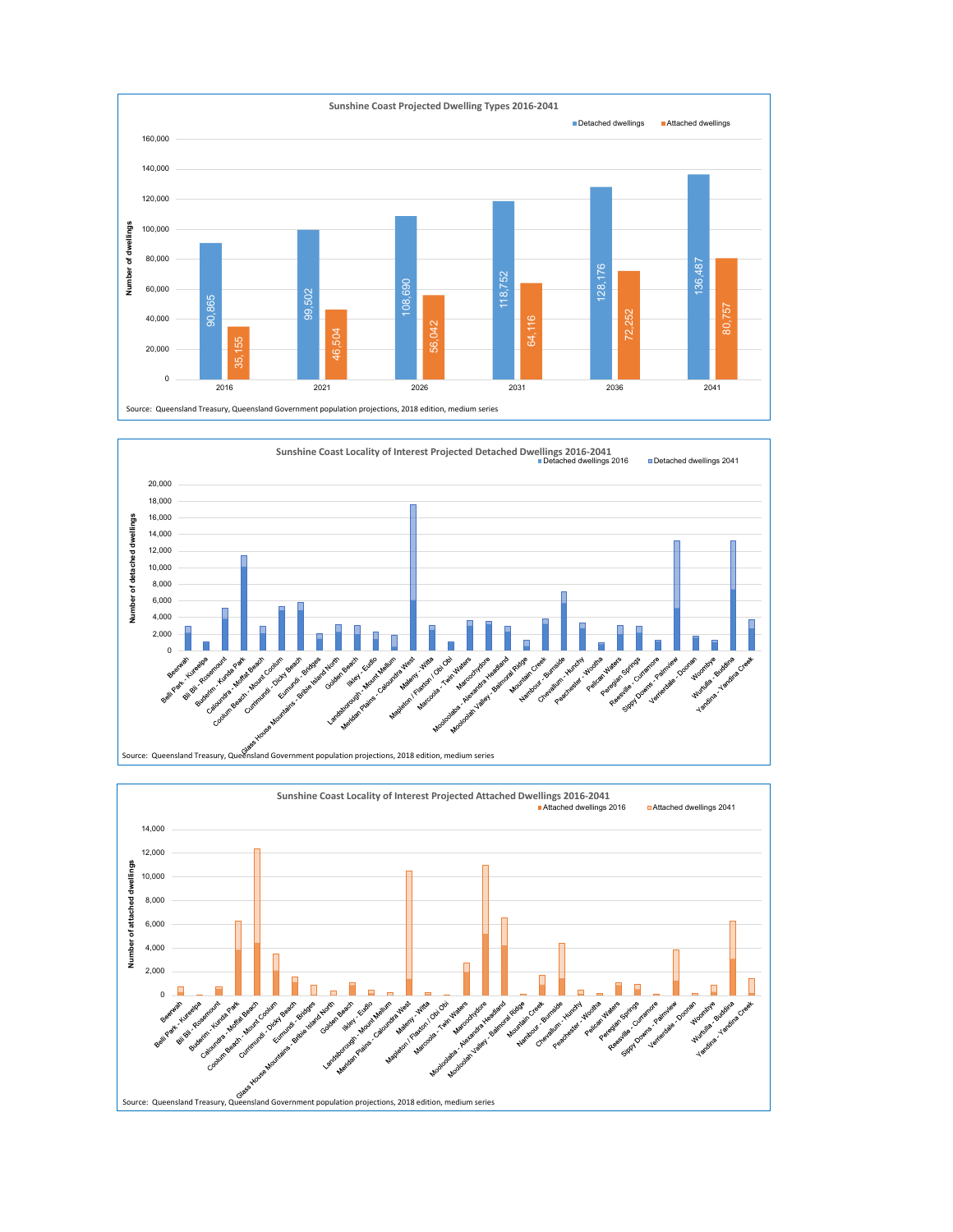## Sunshine Coast Projected Dwelling Types 2016-2041

Detached dwellings | Attached dwellings

Number of dwellings

160,000
140,000
120,000
100,000
80,000
60,000
40,000
20,000
0

2016: 90,865 | 35,155
2021: 99,502 | 46,504
2026: 108,690 | 56,042
2031: 118,752 | 64,116
2036: 128,176 | 72,252
2041: 136,487 | 80,757

Source: Queensland Treasury, Queensland Government population projections, 2018 edition, medium series

## Sunshine Coast Locality of Interest Projected Detached Dwellings 2016-2041

Detached dwellings 2016 | Detached dwellings 2041

Number of detached dwellings

20,000
18,000
16,000
14,000
12,000
10,000
8,000
6,000
4,000
2,000
0

Beerwah, Belli Park - Kureelpa, Bli Bli - Rosemount, Buderim - Kunda Park, Caloundra - Moffat Beach, Coolum Beach - Mount Coolum, Currimundi - Dicky Beach, Eumundi - Bridges, Glass House Mountains - Bribie Island North, Golden Beach, Ilkley - Eudlo, Landsborough - Mount Mellum, Meridan Plains - Caloundra West, Maleny - Witta, Mapleton / Flaxton / Obi Obi, Marcoola - Twin Waters, Maroochydore, Mooloolaba - Alexandra Headland, Mooloolah Valley - Balmoral Ridge, Mountain Creek, Nambour - Burnside, Chevallum - Hunchy, Peachester - Wootha, Pelican Waters, Peregian Springs, Reesville - Curramore, Sippy Downs - Palmview, Verrierdale - Doonan, Woombye, Wurtulla - Buddina, Yandina - Yandina Creek

Source: Queensland Treasury, Queensland Government population projections, 2018 edition, medium series

## Sunshine Coast Locality of Interest Projected Attached Dwellings 2016-2041

Attached dwellings 2016 | Attached dwellings 2041

Number of attached dwellings

14,000
12,000
10,000
8,000
6,000
4,000
2,000
0

Beerwah, Belli Park - Kureelpa, Bli Bli - Rosemount, Buderim - Kunda Park, Caloundra - Moffat Beach, Coolum Beach - Mount Coolum, Currimundi - Dicky Beach, Eumundi - Bridges, Glass House Mountains - Bribie Island North, Golden Beach, Ilkley - Eudlo, Landsborough - Mount Mellum, Meridan Plains - Caloundra West, Maleny - Witta, Mapleton / Flaxton / Obi Obi, Marcoola - Twin Waters, Maroochydore, Mooloolaba - Alexandra Headland, Mooloolah Valley - Balmoral Ridge, Mountain Creek, Nambour - Burnside, Chevallum - Hunchy, Peachester - Wootha, Pelican Waters, Peregian Springs, Reesville - Curramore, Sippy Downs - Palmview, Verrierdale - Doonan, Woombye, Wurtulla - Buddina, Yandina - Yandina Creek

Source: Queensland Treasury, Queensland Government population projections, 2018 edition, medium series